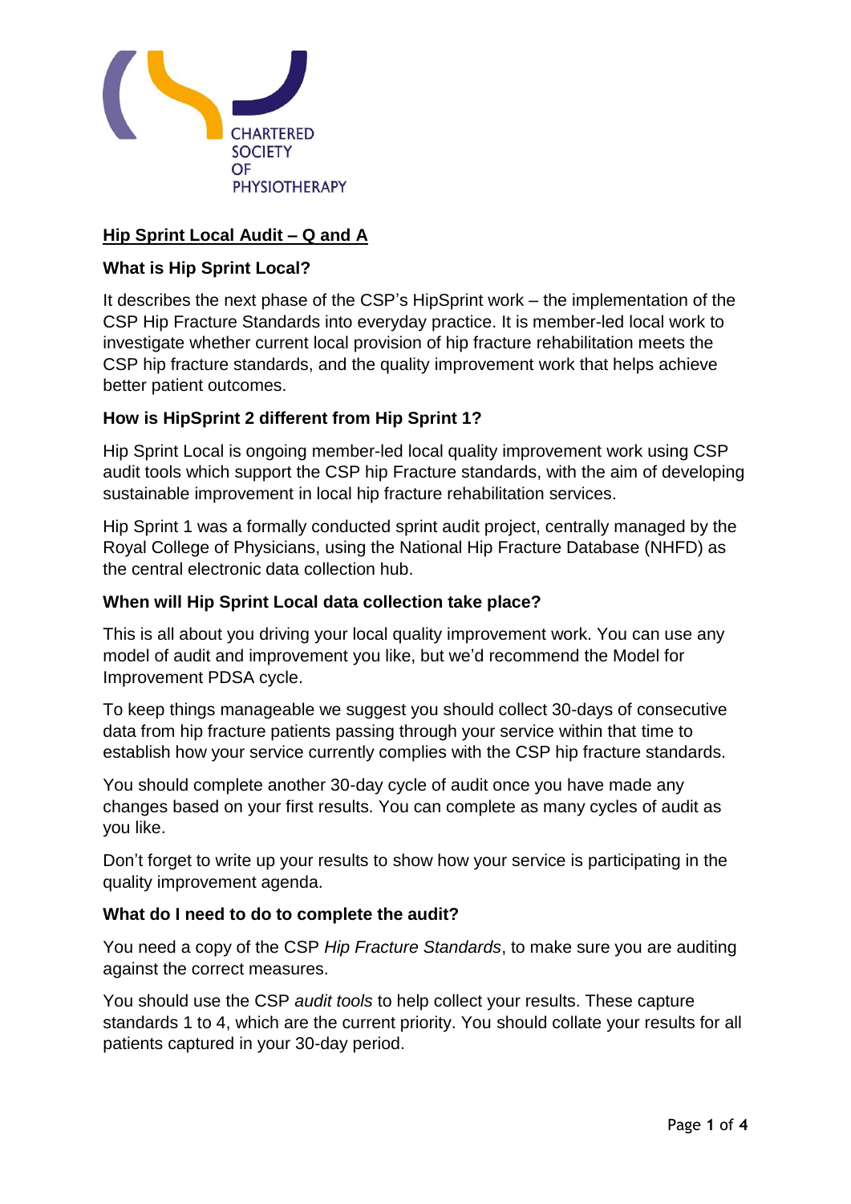CHARTERED SOCIETY OF PHYSIOTHERAPY

# Hip Sprint Local Audit – Q and A

### What is Hip Sprint Local?

It describes the next phase of the CSP's HipSprint work – the implementation of the CSP Hip Fracture Standards into everyday practice. It is member-led local work to investigate whether current local provision of hip fracture rehabilitation meets the CSP hip fracture standards, and the quality improvement work that helps achieve better patient outcomes.

### How is HipSprint 2 different from Hip Sprint 1?

Hip Sprint Local is ongoing member-led local quality improvement work using CSP audit tools which support the CSP hip Fracture standards, with the aim of developing sustainable improvement in local hip fracture rehabilitation services.

Hip Sprint 1 was a formally conducted sprint audit project, centrally managed by the Royal College of Physicians, using the National Hip Fracture Database (NHFD) as the central electronic data collection hub.

### When will Hip Sprint Local data collection take place?

This is all about you driving your local quality improvement work. You can use any model of audit and improvement you like, but we'd recommend the Model for Improvement PDSA cycle.

To keep things manageable we suggest you should collect 30-days of consecutive data from hip fracture patients passing through your service within that time to establish how your service currently complies with the CSP hip fracture standards.

You should complete another 30-day cycle of audit once you have made any changes based on your first results. You can complete as many cycles of audit as you like.

Don't forget to write up your results to show how your service is participating in the quality improvement agenda.

### What do I need to do to complete the audit?

You need a copy of the CSP *Hip Fracture Standards*, to make sure you are auditing against the correct measures.

You should use the CSP *audit tools* to help collect your results. These capture standards 1 to 4, which are the current priority. You should collate your results for all patients captured in your 30-day period.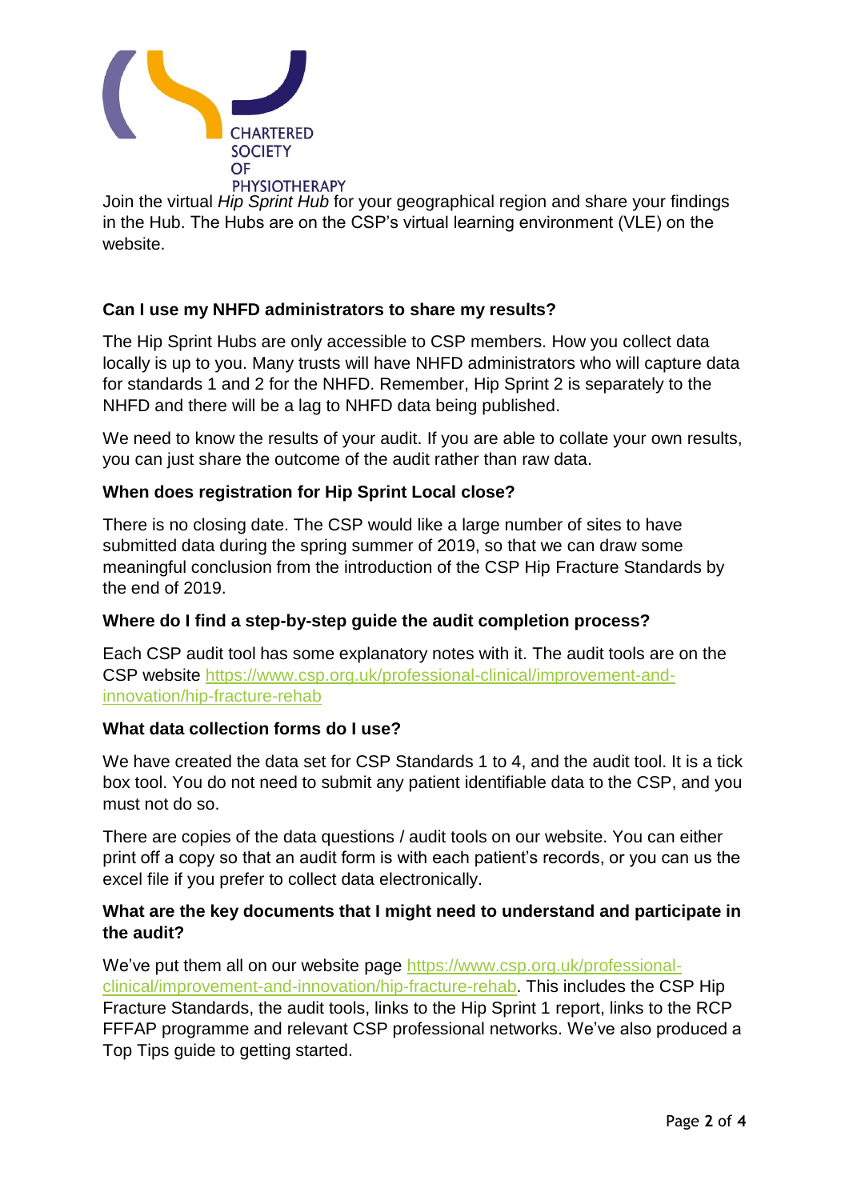Join the virtual *Hip Sprint Hub* for your geographical region and share your findings in the Hub. The Hubs are on the CSP's virtual learning environment (VLE) on the website.

**Can I use my NHFD administrators to share my results?**

The Hip Sprint Hubs are only accessible to CSP members. How you collect data locally is up to you. Many trusts will have NHFD administrators who will capture data for standards 1 and 2 for the NHFD. Remember, Hip Sprint 2 is separately to the NHFD and there will be a lag to NHFD data being published.

We need to know the results of your audit. If you are able to collate your own results, you can just share the outcome of the audit rather than raw data.

**When does registration for Hip Sprint Local close?**

There is no closing date. The CSP would like a large number of sites to have submitted data during the spring summer of 2019, so that we can draw some meaningful conclusion from the introduction of the CSP Hip Fracture Standards by the end of 2019.

**Where do I find a step-by-step guide the audit completion process?**

Each CSP audit tool has some explanatory notes with it. The audit tools are on the CSP website https://www.csp.org.uk/professional-clinical/improvement-and-innovation/hip-fracture-rehab

**What data collection forms do I use?**

We have created the data set for CSP Standards 1 to 4, and the audit tool. It is a tick box tool. You do not need to submit any patient identifiable data to the CSP, and you must not do so.

There are copies of the data questions / audit tools on our website. You can either print off a copy so that an audit form is with each patient's records, or you can us the excel file if you prefer to collect data electronically.

**What are the key documents that I might need to understand and participate in the audit?**

We've put them all on our website page https://www.csp.org.uk/professional-clinical/improvement-and-innovation/hip-fracture-rehab. This includes the CSP Hip Fracture Standards, the audit tools, links to the Hip Sprint 1 report, links to the RCP FFFAP programme and relevant CSP professional networks. We've also produced a Top Tips guide to getting started.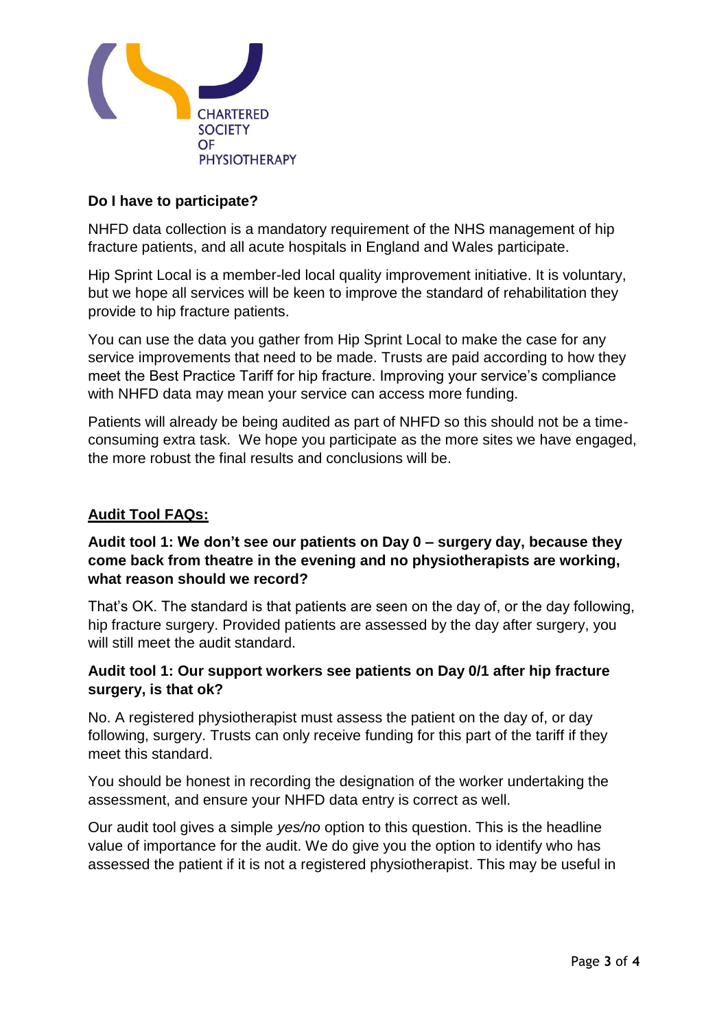**Do I have to participate?**

NHFD data collection is a mandatory requirement of the NHS management of hip fracture patients, and all acute hospitals in England and Wales participate.

Hip Sprint Local is a member-led local quality improvement initiative. It is voluntary, but we hope all services will be keen to improve the standard of rehabilitation they provide to hip fracture patients.

You can use the data you gather from Hip Sprint Local to make the case for any service improvements that need to be made. Trusts are paid according to how they meet the Best Practice Tariff for hip fracture. Improving your service's compliance with NHFD data may mean your service can access more funding.

Patients will already be being audited as part of NHFD so this should not be a time-consuming extra task. We hope you participate as the more sites we have engaged, the more robust the final results and conclusions will be.

## Audit Tool FAQs:

**Audit tool 1: We don't see our patients on Day 0 – surgery day, because they come back from theatre in the evening and no physiotherapists are working, what reason should we record?**

That's OK. The standard is that patients are seen on the day of, or the day following, hip fracture surgery. Provided patients are assessed by the day after surgery, you will still meet the audit standard.

**Audit tool 1: Our support workers see patients on Day 0/1 after hip fracture surgery, is that ok?**

No. A registered physiotherapist must assess the patient on the day of, or day following, surgery. Trusts can only receive funding for this part of the tariff if they meet this standard.

You should be honest in recording the designation of the worker undertaking the assessment, and ensure your NHFD data entry is correct as well.

Our audit tool gives a simple *yes/no* option to this question. This is the headline value of importance for the audit. We do give you the option to identify who has assessed the patient if it is not a registered physiotherapist. This may be useful in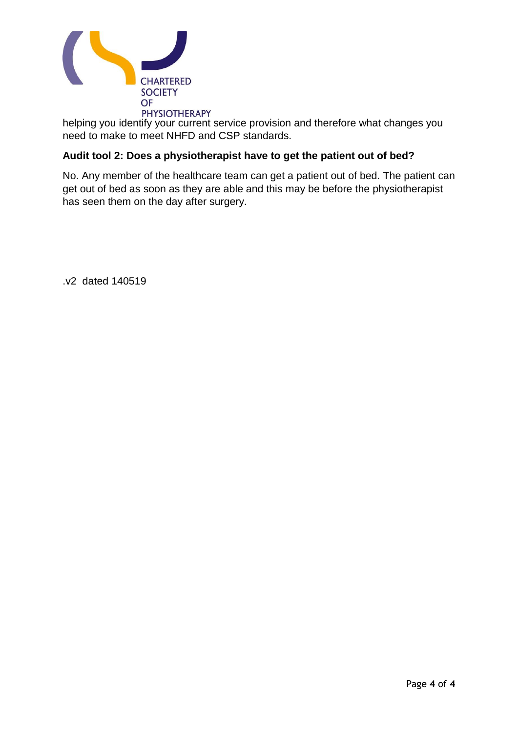helping you identify your current service provision and therefore what changes you need to make to meet NHFD and CSP standards.

**Audit tool 2: Does a physiotherapist have to get the patient out of bed?**

No. Any member of the healthcare team can get a patient out of bed. The patient can get out of bed as soon as they are able and this may be before the physiotherapist has seen them on the day after surgery.

.v2 dated 140519